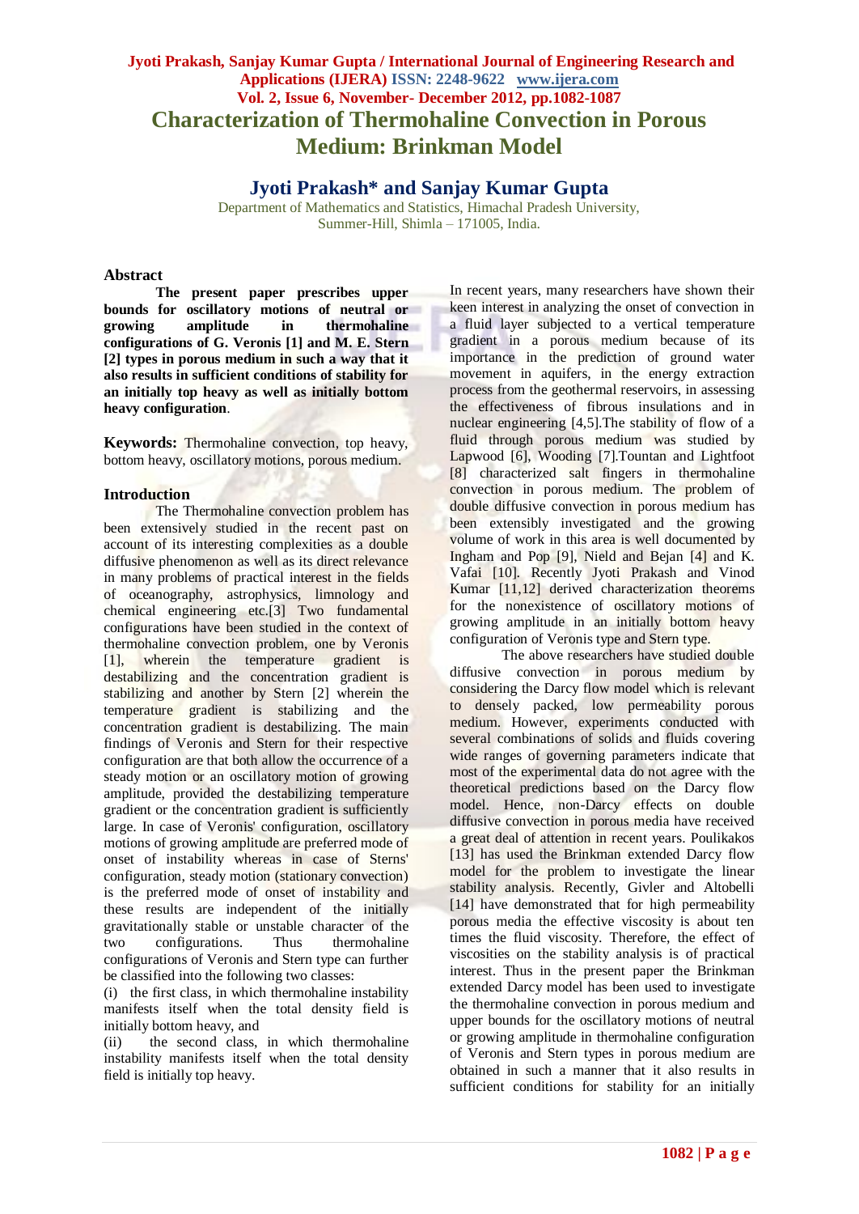# Characterization of Thermohaline Convection in Porous Medium: Brinkman Model

## Jyoti Prakash* and Sanjay Kumar Gupta

Department of Mathematics and Statistics, Himachal Pradesh University, Summer-Hill, Shimla – 171005, India.

## Abstract

**The present paper prescribes upper bounds for oscillatory motions of neutral or growing amplitude in thermohaline configurations of G. Veronis [1] and M. E. Stern [2] types in porous medium in such a way that it also results in sufficient conditions of stability for an initially top heavy as well as initially bottom heavy configuration**.

**Keywords:** Thermohaline convection, top heavy, bottom heavy, oscillatory motions, porous medium.

## Introduction

The Thermohaline convection problem has been extensively studied in the recent past on account of its interesting complexities as a double diffusive phenomenon as well as its direct relevance in many problems of practical interest in the fields of oceanography, astrophysics, limnology and chemical engineering etc.[3] Two fundamental configurations have been studied in the context of thermohaline convection problem, one by Veronis [1], wherein the temperature gradient is destabilizing and the concentration gradient is stabilizing and another by Stern [2] wherein the temperature gradient is stabilizing and the concentration gradient is destabilizing. The main findings of Veronis and Stern for their respective configuration are that both allow the occurrence of a steady motion or an oscillatory motion of growing amplitude, provided the destabilizing temperature gradient or the concentration gradient is sufficiently large. In case of Veronis' configuration, oscillatory motions of growing amplitude are preferred mode of onset of instability whereas in case of Sterns' configuration, steady motion (stationary convection) is the preferred mode of onset of instability and these results are independent of the initially gravitationally stable or unstable character of the two configurations. Thus thermohaline configurations of Veronis and Stern type can further be classified into the following two classes:

(i) the first class, in which thermohaline instability manifests itself when the total density field is initially bottom heavy, and

(ii) the second class, in which thermohaline instability manifests itself when the total density field is initially top heavy.

In recent years, many researchers have shown their keen interest in analyzing the onset of convection in a fluid layer subjected to a vertical temperature gradient in a porous medium because of its importance in the prediction of ground water movement in aquifers, in the energy extraction process from the geothermal reservoirs, in assessing the effectiveness of fibrous insulations and in nuclear engineering [4,5].The stability of flow of a fluid through porous medium was studied by Lapwood [6], Wooding [7].Tountan and Lightfoot [8] characterized salt fingers in thermohaline convection in porous medium. The problem of double diffusive convection in porous medium has been extensibly investigated and the growing volume of work in this area is well documented by Ingham and Pop [9], Nield and Bejan [4] and K. Vafai [10]. Recently Jyoti Prakash and Vinod Kumar [11,12] derived characterization theorems for the nonexistence of oscillatory motions of growing amplitude in an initially bottom heavy configuration of Veronis type and Stern type.

The above researchers have studied double diffusive convection in porous medium by considering the Darcy flow model which is relevant to densely packed, low permeability porous medium. However, experiments conducted with several combinations of solids and fluids covering wide ranges of governing parameters indicate that most of the experimental data do not agree with the theoretical predictions based on the Darcy flow model. Hence, non-Darcy effects on double diffusive convection in porous media have received a great deal of attention in recent years. Poulikakos [13] has used the Brinkman extended Darcy flow model for the problem to investigate the linear stability analysis. Recently, Givler and Altobelli [14] have demonstrated that for high permeability porous media the effective viscosity is about ten times the fluid viscosity. Therefore, the effect of viscosities on the stability analysis is of practical interest. Thus in the present paper the Brinkman extended Darcy model has been used to investigate the thermohaline convection in porous medium and upper bounds for the oscillatory motions of neutral or growing amplitude in thermohaline configuration of Veronis and Stern types in porous medium are obtained in such a manner that it also results in sufficient conditions for stability for an initially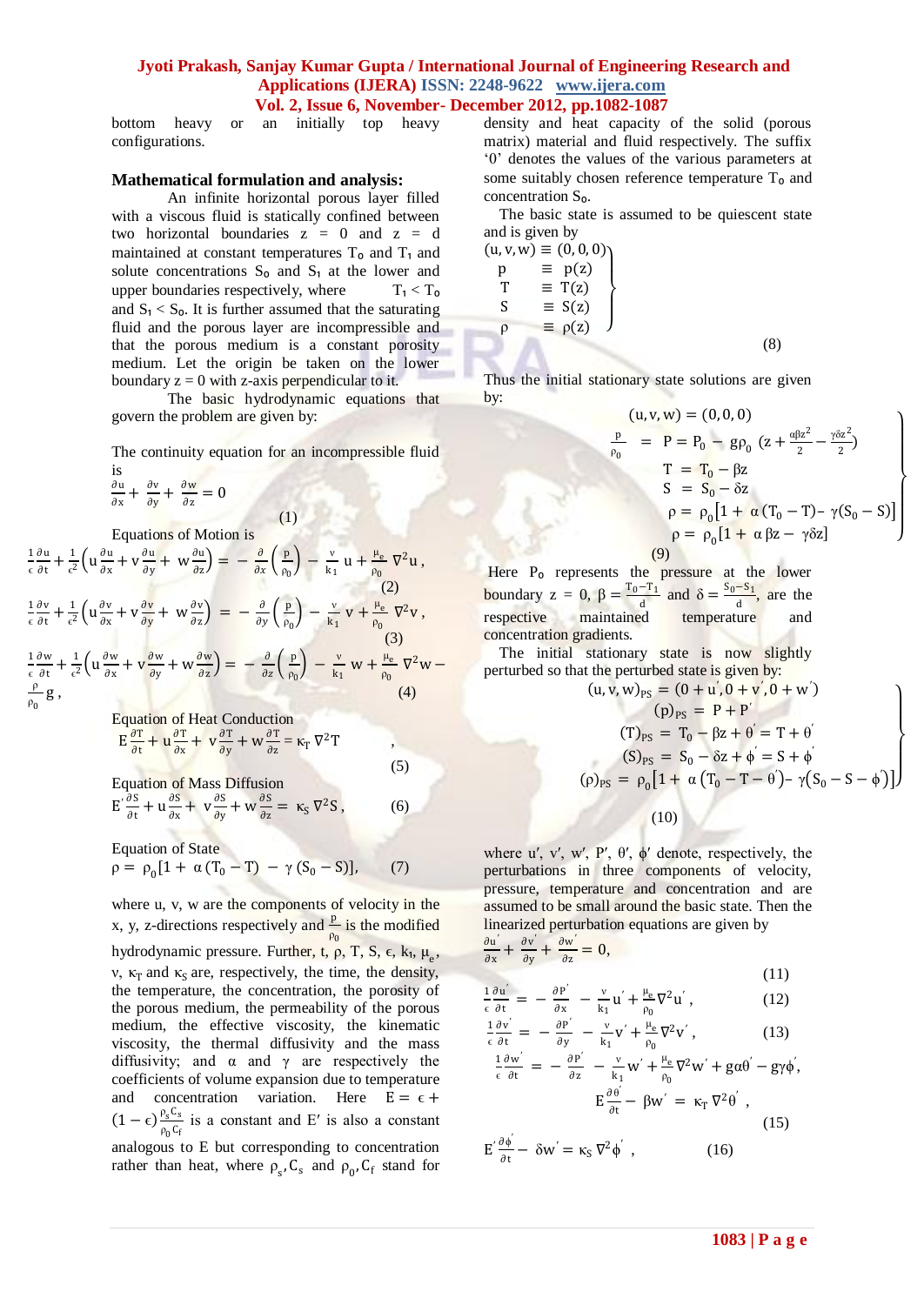bottom heavy or an initially top heavy configurations.

## Mathematical formulation and analysis:

An infinite horizontal porous layer filled with a viscous fluid is statically confined between two horizontal boundaries z = 0 and z = d maintained at constant temperatures $T_0$ and $T_1$ and solute concentrations $S_0$ and $S_1$ at the lower and upper boundaries respectively, where $T_1 < T_0$ and $S_1 < S_0$. It is further assumed that the saturating fluid and the porous layer are incompressible and that the porous medium is a constant porosity medium. Let the origin be taken on the lower boundary z = 0 with z-axis perpendicular to it.

The basic hydrodynamic equations that govern the problem are given by:

The continuity equation for an incompressible fluid is

$$\frac{\partial u}{\partial x}+\frac{\partial v}{\partial y}+\frac{\partial w}{\partial z}=0 \qquad (1)$$

Equations of Motion is

$$\frac{1}{\epsilon}\frac{\partial u}{\partial t}+\frac{1}{\epsilon^2}\left(u\frac{\partial u}{\partial x}+v\frac{\partial u}{\partial y}+w\frac{\partial u}{\partial z}\right)=-\frac{\partial}{\partial x}\left(\frac{p}{\rho_0}\right)-\frac{\nu}{k_1}u+\frac{\mu_e}{\rho_0}\nabla^2 u, \qquad (2)$$

$$\frac{1}{\epsilon}\frac{\partial v}{\partial t}+\frac{1}{\epsilon^2}\left(u\frac{\partial v}{\partial x}+v\frac{\partial v}{\partial y}+w\frac{\partial v}{\partial z}\right)=-\frac{\partial}{\partial y}\left(\frac{p}{\rho_0}\right)-\frac{\nu}{k_1}v+\frac{\mu_e}{\rho_0}\nabla^2 v, \qquad (3)$$

$$\frac{1}{\epsilon}\frac{\partial w}{\partial t}+\frac{1}{\epsilon^2}\left(u\frac{\partial w}{\partial x}+v\frac{\partial w}{\partial y}+w\frac{\partial w}{\partial z}\right)=-\frac{\partial}{\partial z}\left(\frac{p}{\rho_0}\right)-\frac{\nu}{k_1}w+\frac{\mu_e}{\rho_0}\nabla^2 w-\frac{\rho}{\rho_0}g, \qquad (4)$$

Equation of Heat Conduction

$$E\frac{\partial T}{\partial t}+u\frac{\partial T}{\partial x}+v\frac{\partial T}{\partial y}+w\frac{\partial T}{\partial z}=\kappa_T\nabla^2 T, \qquad (5)$$

Equation of Mass Diffusion

$$E'\frac{\partial S}{\partial t}+u\frac{\partial S}{\partial x}+v\frac{\partial S}{\partial y}+w\frac{\partial S}{\partial z}=\kappa_S\nabla^2 S, \qquad (6)$$

Equation of State

$$\rho=\rho_0[1+\alpha(T_0-T)-\gamma(S_0-S)], \qquad (7)$$

where u, v, w are the components of velocity in the x, y, z-directions respectively and $\frac{p}{\rho_0}$ is the modified hydrodynamic pressure. Further, t, ρ, T, S, ϵ, $k_1$, $\mu_e$, ν, $\kappa_T$ and $\kappa_S$ are, respectively, the time, the density, the temperature, the concentration, the porosity of the porous medium, the permeability of the porous medium, the effective viscosity, the kinematic viscosity, the thermal diffusivity and the mass diffusivity; and α and γ are respectively the coefficients of volume expansion due to temperature and concentration variation. Here $E=\epsilon+(1-\epsilon)\frac{\rho_s C_s}{\rho_0 C_f}$ is a constant and E′ is also a constant analogous to E but corresponding to concentration rather than heat, where $\rho_s, C_s$ and $\rho_0, C_f$ stand for density and heat capacity of the solid (porous matrix) material and fluid respectively. The suffix '0' denotes the values of the various parameters at some suitably chosen reference temperature $T_0$ and concentration $S_0$.

The basic state is assumed to be quiescent state and is given by

$$\left.\begin{aligned}(u,v,w)&\equiv(0,0,0)\\ p&\equiv p(z)\\ T&\equiv T(z)\\ S&\equiv S(z)\\ \rho&\equiv\rho(z)\end{aligned}\right\} \qquad (8)$$

Thus the initial stationary state solutions are given by:

$$\left.\begin{aligned}(u,v,w)&=(0,0,0)\\ \frac{p}{\rho_0}&=P=P_0-g\rho_0\left(z+\frac{\alpha\beta z^2}{2}-\frac{\gamma\delta z^2}{2}\right)\\ T&=T_0-\beta z\\ S&=S_0-\delta z\\ \rho&=\rho_0[1+\alpha(T_0-T)-\gamma(S_0-S)]\\ \rho&=\rho_0[1+\alpha\beta z-\gamma\delta z]\end{aligned}\right\} \qquad (9)$$

Here $P_0$ represents the pressure at the lower boundary z = 0, $\beta=\frac{T_0-T_1}{d}$ and $\delta=\frac{S_0-S_1}{d}$, are the respective maintained temperature and concentration gradients.

The initial stationary state is now slightly perturbed so that the perturbed state is given by:

$$\left.\begin{aligned}(u,v,w)_{PS}&=(0+u',0+v',0+w')\\ (p)_{PS}&=P+P'\\ (T)_{PS}&=T_0-\beta z+\theta'=T+\theta'\\ (S)_{PS}&=S_0-\delta z+\phi'=S+\phi'\\ (\rho)_{PS}&=\rho_0[1+\alpha(T_0-T-\theta')-\gamma(S_0-S-\phi')]\end{aligned}\right\} \qquad (10)$$

where u′, v′, w′, P′, θ′, ϕ′ denote, respectively, the perturbations in three components of velocity, pressure, temperature and concentration and are assumed to be small around the basic state. Then the linearized perturbation equations are given by

$$\frac{\partial u'}{\partial x}+\frac{\partial v'}{\partial y}+\frac{\partial w'}{\partial z}=0, \qquad (11)$$

$$\frac{1}{\epsilon}\frac{\partial u'}{\partial t}=-\frac{\partial P'}{\partial x}-\frac{\nu}{k_1}u'+\frac{\mu_e}{\rho_0}\nabla^2 u', \qquad (12)$$

$$\frac{1}{\epsilon}\frac{\partial v'}{\partial t}=-\frac{\partial P'}{\partial y}-\frac{\nu}{k_1}v'+\frac{\mu_e}{\rho_0}\nabla^2 v', \qquad (13)$$

$$\frac{1}{\epsilon}\frac{\partial w'}{\partial t}=-\frac{\partial P'}{\partial z}-\frac{\nu}{k_1}w'+\frac{\mu_e}{\rho_0}\nabla^2 w'+g\alpha\theta'-g\gamma\phi',$$

$$E\frac{\partial\theta'}{\partial t}-\beta w'=\kappa_T\nabla^2\theta', \qquad (15)$$

$$E'\frac{\partial\phi'}{\partial t}-\delta w'=\kappa_S\nabla^2\phi', \qquad (16)$$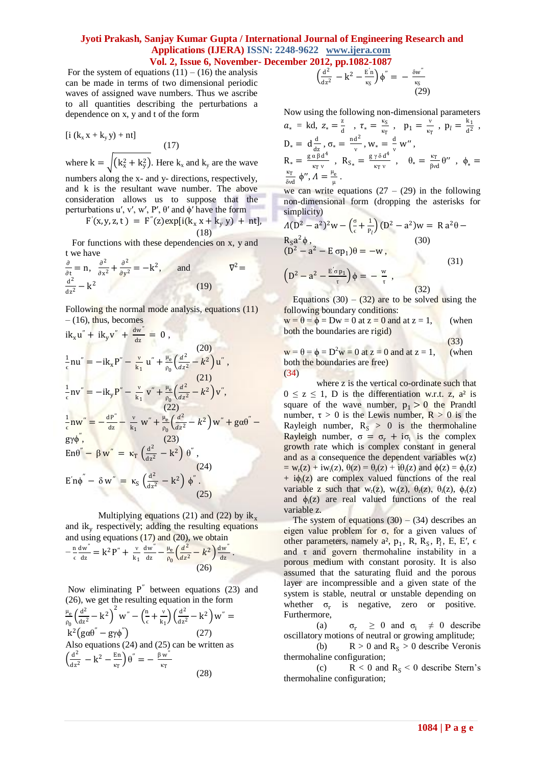For the system of equations (11) – (16) the analysis can be made in terms of two dimensional periodic waves of assigned wave numbers. Thus we ascribe to all quantities describing the perturbations a dependence on x, y and t of the form

$$[i\,(k_x x + k_y y) + nt] \tag{17}$$

where $k = \sqrt{(k_x^2 + k_y^2)}$. Here $k_x$ and $k_y$ are the wave numbers along the x- and y- directions, respectively, and k is the resultant wave number. The above consideration allows us to suppose that the perturbations u′, v′, w′, P′, θ′ and ϕ′ have the form

$$F'(x,y,z,t) = F''(z)\exp[i(k_x x + k_y y) + nt], \tag{18}$$

For functions with these dependencies on x, y and t we have

$$\frac{\partial}{\partial t} = n, \quad \frac{\partial^2}{\partial x^2} + \frac{\partial^2}{\partial y^2} = -k^2, \quad \text{and} \quad \nabla^2 = \frac{d^2}{dz^2} - k^2 \tag{19}$$

Following the normal mode analysis, equations (11) – (16), thus, becomes

$$ik_x u'' + ik_y v'' + \frac{dw''}{dz} = 0, \tag{20}$$

$$\frac{1}{\epsilon} n u'' = -ik_x P'' - \frac{\nu}{k_1} u'' + \frac{\mu_e}{\rho_0}\left(\frac{d^2}{dz^2} - k^2\right) u'', \tag{21}$$

$$\frac{1}{\epsilon} n v'' = -ik_y P'' - \frac{\nu}{k_1} v'' + \frac{\mu_e}{\rho_0}\left(\frac{d^2}{dz^2} - k^2\right) v'', \tag{22}$$

$$\frac{1}{\epsilon} n w'' = -\frac{dP''}{dz} - \frac{\nu}{k_1} w'' + \frac{\mu_e}{\rho_0}\left(\frac{d^2}{dz^2} - k^2\right) w'' + g\alpha\theta'' - g\gamma\phi'', \tag{23}$$

$$En\theta'' - \beta w'' = \kappa_T\left(\frac{d^2}{dz^2} - k^2\right)\theta'', \tag{24}$$

$$E' n\phi'' - \delta w'' = \kappa_S\left(\frac{d^2}{dz^2} - k^2\right)\phi''. \tag{25}$$

Multiplying equations (21) and (22) by $ik_x$ and $ik_y$ respectively; adding the resulting equations and using equations (17) and (20), we obtain

$$-\frac{n}{\epsilon}\frac{dw''}{dz} = k^2 P'' + \frac{\nu}{k_1}\frac{dw''}{dz} - \frac{\mu_e}{\rho_0}\left(\frac{d^2}{dz^2} - k^2\right)\frac{dw''}{dz}. \tag{26}$$

Now eliminating $P''$ between equations (23) and (26), we get the resulting equation in the form

$$\frac{\mu_e}{\rho_0}\left(\frac{d^2}{dz^2} - k^2\right)^2 w'' - \left(\frac{n}{\epsilon} + \frac{\nu}{k_1}\right)\left(\frac{d^2}{dz^2} - k^2\right) w'' = k^2\left(g\alpha\theta'' - g\gamma\phi''\right) \tag{27}$$

Also equations (24) and (25) can be written as

$$\left(\frac{d^2}{dz^2} - k^2 - \frac{En}{\kappa_T}\right)\theta'' = -\frac{\beta w''}{\kappa_T} \tag{28}$$

$$\left(\frac{d^2}{dz^2} - k^2 - \frac{E' n}{\kappa_S}\right)\phi'' = -\frac{\delta w''}{\kappa_S} \tag{29}$$

Now using the following non-dimensional parameters $a_* = kd$, $z_* = \frac{z}{d}$, $\tau_* = \frac{\kappa_S}{\kappa_T}$, $p_1 = \frac{\nu}{\kappa_T}$, $p_l = \frac{k_1}{d^2}$, $D_* = d\frac{d}{dz}$, $\sigma_* = \frac{nd^2}{\nu}$, $w_* = \frac{d}{\nu} w''$, $R_* = \frac{g\alpha\beta d^4}{\kappa_T \nu}$, $R_{S_*} = \frac{g\gamma\delta d^4}{\kappa_T \nu}$, $\theta_* = \frac{\kappa_T}{\beta \nu d}\theta''$, $\phi_* = \frac{\kappa_T}{\delta \nu d}\phi''$, $\Lambda = \frac{\mu_e}{\mu}$.

we can write equations (27 – (29) in the following non-dimensional form (dropping the asterisks for simplicity)

$$\Lambda(D^2 - a^2)^2 w - \left(\frac{\sigma}{\epsilon} + \frac{1}{P_l}\right)(D^2 - a^2) w = R a^2\theta - R_S a^2 \phi, \tag{30}$$

$$(D^2 - a^2 - E\,\sigma p_1)\theta = -w, \tag{31}$$

$$\left(D^2 - a^2 - \frac{E'\sigma p_1}{\tau}\right)\phi = -\frac{w}{\tau}, \tag{32}$$

Equations (30) – (32) are to be solved using the following boundary conditions:

$w = \theta = \phi = Dw = 0$ at $z = 0$ and at $z = 1$, (when both the boundaries are rigid) (33)

$w = \theta = \phi = D^2 w = 0$ at $z = 0$ and at $z = 1$, (when both the boundaries are free) (34)

where z is the vertical co-ordinate such that $0 \le z \le 1$, D is the differentiation w.r.t. z, $a^2$ is square of the wave number, $p_1 > 0$ the Prandtl number, $\tau > 0$ is the Lewis number, $R > 0$ is the Rayleigh number, $R_S > 0$ is the thermohaline Rayleigh number, $\sigma = \sigma_r + i\sigma_i$ is the complex growth rate which is complex constant in general and as a consequence the dependent variables $w(z) = w_r(z) + iw_i(z)$, $\theta(z) = \theta_r(z) + i\theta_i(z)$ and $\phi(z) = \phi_r(z) + i\phi_i(z)$ are complex valued functions of the real variable z such that $w_r(z)$, $w_i(z)$, $\theta_r(z)$, $\theta_i(z)$, $\phi_r(z)$ and $\phi_i(z)$ are real valued functions of the real variable z.

The system of equations (30) – (34) describes an eigen value problem for σ, for a given values of other parameters, namely $a^2$, $p_1$, R, $R_S$, $P_l$, E, E′, ϵ and τ and govern thermohaline instability in a porous medium with constant porosity. It is also assumed that the saturating fluid and the porous layer are incompressible and a given state of the system is stable, neutral or unstable depending on whether $\sigma_r$ is negative, zero or positive. Furthermore,

(a) $\sigma_r \ge 0$ and $\sigma_i \ne 0$ describe oscillatory motions of neutral or growing amplitude;

(b) $R > 0$ and $R_S > 0$ describe Veronis thermohaline configuration;

(c) $R < 0$ and $R_S < 0$ describe Stern's thermohaline configuration;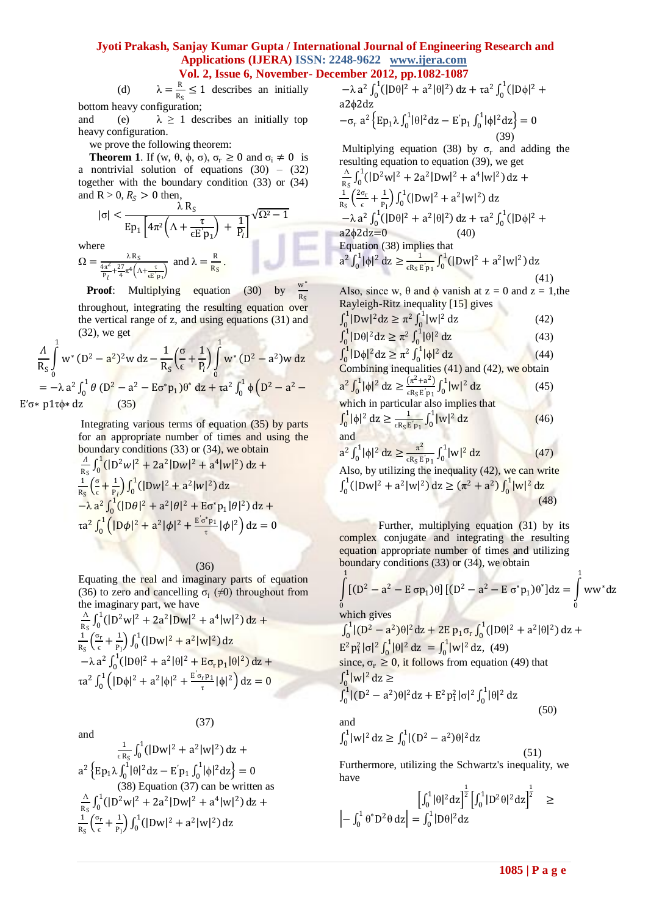(d) $\lambda = \frac{R}{R_S} \leq 1$ describes an initially bottom heavy configuration;

and (e) $\lambda \geq 1$ describes an initially top heavy configuration.

we prove the following theorem:

**Theorem 1**. If $(w, \theta, \phi, \sigma)$, $\sigma_r \geq 0$ and $\sigma_i \neq 0$ is a nontrivial solution of equations (30) – (32) together with the boundary condition (33) or (34) and $R > 0$, $R_S > 0$ then,

$$|\sigma| < \frac{\lambda R_S}{Ep_1\left[4\pi^2\left(\Lambda + \frac{\tau}{\epsilon E' p_1}\right) + \frac{1}{P_l}\right]}\sqrt{\Omega^2 - 1}$$

where

$$\Omega = \frac{\lambda R_S}{\frac{4\pi^2}{P_l} + \frac{27}{4}\pi^4\left(\Lambda + \frac{\tau}{\epsilon E' p_1}\right)} \text{ and } \lambda = \frac{R}{R_S}.$$

**Proof**: Multiplying equation (30) by $\frac{w^*}{R_S}$ throughout, integrating the resulting equation over the vertical range of z, and using equations (31) and (32), we get

$$\frac{\Lambda}{R_S}\int_0^1 w^*(D^2 - a^2)^2 w\, dz - \frac{1}{R_S}\left(\frac{\sigma}{\epsilon} + \frac{1}{P_l}\right)\int_0^1 w^*(D^2 - a^2) w\, dz$$
$$= -\lambda a^2 \int_0^1 \theta\,(D^2 - a^2 - E\sigma^* p_1)\theta^*\, dz + \tau a^2 \int_0^1 \phi\left(D^2 - a^2 - \frac{E'\sigma^* p_1}{\tau}\right)\phi^*\, dz \quad (35)$$

Integrating various terms of equation (35) by parts for an appropriate number of times and using the boundary conditions (33) or (34), we obtain

$$\frac{\Lambda}{R_S}\int_0^1 (|D^2 w|^2 + 2a^2|Dw|^2 + a^4|w|^2)\, dz + \frac{1}{R_S}\left(\frac{\sigma}{\epsilon} + \frac{1}{P_l}\right)\int_0^1 (|Dw|^2 + a^2|w|^2)\, dz$$
$$-\lambda a^2 \int_0^1 (|D\theta|^2 + a^2|\theta|^2 + E\sigma^* p_1|\theta|^2)\, dz + \tau a^2 \int_0^1 \left(|D\phi|^2 + a^2|\phi|^2 + \frac{E'\sigma^* p_1}{\tau}|\phi|^2\right) dz = 0 \quad (36)$$

Equating the real and imaginary parts of equation (36) to zero and cancelling $\sigma_i$ ($\neq 0$) throughout from the imaginary part, we have

$$\frac{\Lambda}{R_S}\int_0^1 (|D^2 w|^2 + 2a^2|Dw|^2 + a^4|w|^2)\, dz + \frac{1}{R_S}\left(\frac{\sigma_r}{\epsilon} + \frac{1}{P_l}\right)\int_0^1 (|Dw|^2 + a^2|w|^2)\, dz$$
$$-\lambda a^2 \int_0^1 (|D\theta|^2 + a^2|\theta|^2 + E\sigma_r p_1|\theta|^2)\, dz + \tau a^2 \int_0^1 \left(|D\phi|^2 + a^2|\phi|^2 + \frac{E'\sigma_r p_1}{\tau}|\phi|^2\right) dz = 0 \quad (37)$$

and

$$\frac{1}{\epsilon R_S}\int_0^1 (|Dw|^2 + a^2|w|^2)\, dz + a^2\left\{Ep_1\lambda\int_0^1 |\theta|^2 dz - E'p_1\int_0^1 |\phi|^2 dz\right\} = 0 \quad (38)$$

Equation (37) can be written as

$$\frac{\Lambda}{R_S}\int_0^1 (|D^2 w|^2 + 2a^2|Dw|^2 + a^4|w|^2)\, dz + \frac{1}{R_S}\left(\frac{\sigma_r}{\epsilon} + \frac{1}{P_l}\right)\int_0^1 (|Dw|^2 + a^2|w|^2)\, dz$$
$$-\lambda a^2 \int_0^1 (|D\theta|^2 + a^2|\theta|^2)\, dz + \tau a^2 \int_0^1 (|D\phi|^2 + a^2\phi^2) dz$$
$$-\sigma_r a^2\left\{Ep_1\lambda\int_0^1 |\theta|^2 dz - E'p_1\int_0^1 |\phi|^2 dz\right\} = 0 \quad (39)$$

Multiplying equation (38) by $\sigma_r$ and adding the resulting equation to equation (39), we get

$$\frac{\Lambda}{R_S}\int_0^1 (|D^2 w|^2 + 2a^2|Dw|^2 + a^4|w|^2)\, dz + \frac{1}{R_S}\left(\frac{2\sigma_r}{\epsilon} + \frac{1}{P_l}\right)\int_0^1 (|Dw|^2 + a^2|w|^2)\, dz$$
$$-\lambda a^2 \int_0^1 (|D\theta|^2 + a^2|\theta|^2)\, dz + \tau a^2 \int_0^1 (|D\phi|^2 + a^2\phi^2) dz = 0 \quad (40)$$

Equation (38) implies that

$$a^2\int_0^1 |\phi|^2\, dz \geq \frac{1}{\epsilon R_S E' p_1}\int_0^1 (|Dw|^2 + a^2|w|^2)\, dz \quad (41)$$

Also, since w, $\theta$ and $\phi$ vanish at z = 0 and z = 1, the Rayleigh-Ritz inequality [15] gives

$$\int_0^1 |Dw|^2 dz \geq \pi^2\int_0^1 |w|^2\, dz \quad (42)$$

$$\int_0^1 |D\theta|^2 dz \geq \pi^2\int_0^1 |\theta|^2\, dz \quad (43)$$

$$\int_0^1 |D\phi|^2 dz \geq \pi^2\int_0^1 |\phi|^2\, dz \quad (44)$$

Combining inequalities (41) and (42), we obtain

$$a^2\int_0^1 |\phi|^2\, dz \geq \frac{(\pi^2 + a^2)}{\epsilon R_S E' p_1}\int_0^1 |w|^2\, dz \quad (45)$$

which in particular also implies that

$$\int_0^1 |\phi|^2\, dz \geq \frac{1}{\epsilon R_S E' p_1}\int_0^1 |w|^2\, dz \quad (46)$$

and

$$a^2\int_0^1 |\phi|^2\, dz \geq \frac{\pi^2}{\epsilon R_S E' p_1}\int_0^1 |w|^2\, dz \quad (47)$$

Also, by utilizing the inequality (42), we can write

$$\int_0^1 (|Dw|^2 + a^2|w|^2)\, dz \geq (\pi^2 + a^2)\int_0^1 |w|^2\, dz \quad (48)$$

Further, multiplying equation (31) by its complex conjugate and integrating the resulting equation appropriate number of times and utilizing boundary conditions (33) or (34), we obtain

$$\int_0^1 [(D^2 - a^2 - E\sigma p_1)\theta][(D^2 - a^2 - E\sigma^* p_1)\theta^*] dz = \int_0^1 ww^* dz$$

which gives

$$\int_0^1 |(D^2 - a^2)\theta|^2 dz + 2E\, p_1\sigma_r\int_0^1 (|D\theta|^2 + a^2|\theta|^2)\, dz + E^2 p_1^2|\sigma|^2\int_0^1 |\theta|^2\, dz = \int_0^1 |w|^2 dz, \quad (49)$$

since, $\sigma_r \geq 0$, it follows from equation (49) that

$$\int_0^1 |w|^2\, dz \geq \int_0^1 |(D^2 - a^2)\theta|^2 dz + E^2 p_1^2|\sigma|^2\int_0^1 |\theta|^2\, dz \quad (50)$$

and

$$\int_0^1 |w|^2\, dz \geq \int_0^1 |(D^2 - a^2)\theta|^2 dz \quad (51)$$

Furthermore, utilizing the Schwartz's inequality, we have

$$\left[\int_0^1 |\theta|^2 dz\right]^{\frac{1}{2}}\left[\int_0^1 |D^2\theta|^2 dz\right]^{\frac{1}{2}} \geq \left|-\int_0^1 \theta^* D^2\theta\, dz\right| = \int_0^1 |D\theta|^2 dz$$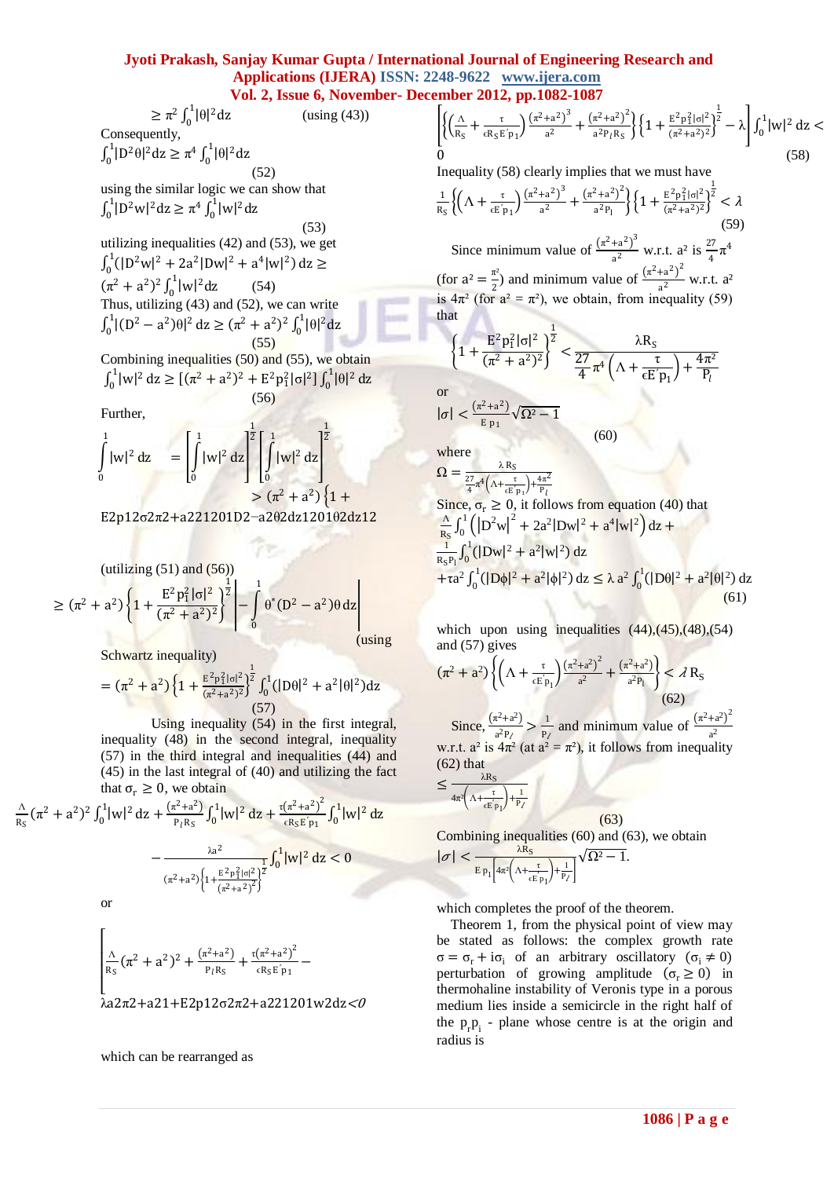$$\geq \pi^2 \int_0^1 |\theta|^2 dz \qquad \text{(using (43))}$$

Consequently,

$$\int_0^1 |D^2\theta|^2 dz \geq \pi^4 \int_0^1 |\theta|^2 dz \qquad (52)$$

using the similar logic we can show that

$$\int_0^1 |D^2 w|^2 dz \geq \pi^4 \int_0^1 |w|^2 dz \qquad (53)$$

utilizing inequalities (42) and (53), we get

$$\int_0^1 (|D^2 w|^2 + 2a^2 |Dw|^2 + a^4 |w|^2)\, dz \geq (\pi^2 + a^2)^2 \int_0^1 |w|^2 dz \qquad (54)$$

Thus, utilizing (43) and (52), we can write

$$\int_0^1 |(D^2 - a^2)\theta|^2\, dz \geq (\pi^2 + a^2)^2 \int_0^1 |\theta|^2 dz \qquad (55)$$

Combining inequalities (50) and (55), we obtain

$$\int_0^1 |w|^2\, dz \geq [(\pi^2 + a^2)^2 + E^2 p_1^2 |\sigma|^2] \int_0^1 |\theta|^2\, dz \qquad (56)$$

Further,

$$\int_0^1 |w|^2\, dz = \left[\int_0^1 |w|^2\, dz\right]^{\frac{1}{2}} \left[\int_0^1 |w|^2\, dz\right]^{\frac{1}{2}} > (\pi^2 + a^2)\left\{1 + \frac{E^2 p_1^2 |\sigma|^2}{(\pi^2 + a^2)^2}\right\}^{\frac{1}{2}} \left[\int_0^1 |(D^2 - a^2)\theta|^2 dz\right]^{\frac{1}{2}} \left[\int_0^1 |\theta|^2 dz\right]^{\frac{1}{2}}$$

(utilizing (51) and (56))

$$\geq (\pi^2 + a^2)\left\{1 + \frac{E^2 p_1^2 |\sigma|^2}{(\pi^2 + a^2)^2}\right\}^{\frac{1}{2}} \left|-\int_0^1 \theta^* (D^2 - a^2)\theta\, dz\right|$$

(using Schwartz inequality)

$$= (\pi^2 + a^2)\left\{1 + \frac{E^2 p_1^2 |\sigma|^2}{(\pi^2 + a^2)^2}\right\}^{\frac{1}{2}} \int_0^1 (|D\theta|^2 + a^2 |\theta|^2) dz \qquad (57)$$

Using inequality (54) in the first integral, inequality (48) in the second integral, inequality (57) in the third integral and inequalities (44) and (45) in the last integral of (40) and utilizing the fact that $\sigma_r \geq 0$, we obtain

$$\frac{\Lambda}{R_S}(\pi^2 + a^2)^2 \int_0^1 |w|^2 dz + \frac{(\pi^2 + a^2)}{P_l R_S} \int_0^1 |w|^2 dz + \frac{\tau(\pi^2 + a^2)^2}{\epsilon R_S E' p_1} \int_0^1 |w|^2 dz - \frac{\lambda a^2}{(\pi^2 + a^2)\left\{1 + \frac{E^2 p_1^2 |\sigma|^2}{(\pi^2 + a^2)^2}\right\}^{\frac{1}{2}}} \int_0^1 |w|^2 dz < 0$$

or

$$\left[\frac{\Lambda}{R_S}(\pi^2 + a^2)^2 + \frac{(\pi^2 + a^2)}{P_l R_S} + \frac{\tau(\pi^2 + a^2)^2}{\epsilon R_S E' p_1} - \frac{\lambda a^2}{(\pi^2 + a^2)\left\{1 + \frac{E^2 p_1^2 |\sigma|^2}{(\pi^2 + a^2)^2}\right\}^{\frac{1}{2}}}\right] \int_0^1 |w|^2 dz < 0$$

which can be rearranged as

$$\left[\left\{\left(\frac{\Lambda}{R_S} + \frac{\tau}{\epsilon R_S E' p_1}\right)\frac{(\pi^2 + a^2)^3}{a^2} + \frac{(\pi^2 + a^2)^2}{a^2 P_l R_S}\right\}\left\{1 + \frac{E^2 p_1^2 |\sigma|^2}{(\pi^2 + a^2)^2}\right\}^{\frac{1}{2}} - \lambda\right] \int_0^1 |w|^2\, dz < 0 \qquad (58)$$

Inequality (58) clearly implies that we must have

$$\frac{1}{R_S}\left\{\left(\Lambda + \frac{\tau}{\epsilon E' p_1}\right)\frac{(\pi^2 + a^2)^3}{a^2} + \frac{(\pi^2 + a^2)^2}{a^2 P_l}\right\}\left\{1 + \frac{E^2 p_1^2 |\sigma|^2}{(\pi^2 + a^2)^2}\right\}^{\frac{1}{2}} < \lambda \qquad (59)$$

Since minimum value of $\frac{(\pi^2 + a^2)^3}{a^2}$ w.r.t. $a^2$ is $\frac{27}{4}\pi^4$ (for $a^2 = \frac{\pi^2}{2}$) and minimum value of $\frac{(\pi^2 + a^2)^2}{a^2}$ w.r.t. $a^2$ is $4\pi^2$ (for $a^2 = \pi^2$), we obtain, from inequality (59) that

$$\left\{1 + \frac{E^2 p_1^2 |\sigma|^2}{(\pi^2 + a^2)^2}\right\}^{\frac{1}{2}} < \frac{\lambda R_S}{\frac{27}{4}\pi^4\left(\Lambda + \frac{\tau}{\epsilon E' p_1}\right) + \frac{4\pi^2}{P_l}}$$

or

$$|\sigma| < \frac{(\pi^2 + a^2)}{E\, p_1}\sqrt{\Omega^2 - 1} \qquad (60)$$

where

$$\Omega = \frac{\lambda R_S}{\frac{27}{4}\pi^4\left(\Lambda + \frac{\tau}{\epsilon E' p_1}\right) + \frac{4\pi^2}{P_l}}$$

Since, $\sigma_r \geq 0$, it follows from equation (40) that

$$\frac{\Lambda}{R_S}\int_0^1 \left(|D^2 w|^2 + 2a^2 |Dw|^2 + a^4 |w|^2\right) dz + \frac{1}{R_S P_l}\int_0^1 (|Dw|^2 + a^2 |w|^2)\, dz + \tau a^2 \int_0^1 (|D\phi|^2 + a^2 |\phi|^2)\, dz \leq \lambda\, a^2 \int_0^1 (|D\theta|^2 + a^2 |\theta|^2)\, dz \qquad (61)$$

which upon using inequalities (44),(45),(48),(54) and (57) gives

$$(\pi^2 + a^2)\left\{\left(\Lambda + \frac{\tau}{\epsilon E' p_1}\right)\frac{(\pi^2 + a^2)^2}{a^2} + \frac{(\pi^2 + a^2)}{a^2 P_l}\right\} < \lambda\, R_S \qquad (62)$$

Since, $\frac{(\pi^2 + a^2)}{a^2 P_l} > \frac{1}{P_l}$ and minimum value of $\frac{(\pi^2 + a^2)^2}{a^2}$ w.r.t. $a^2$ is $4\pi^2$ (at $a^2 = \pi^2$), it follows from inequality (62) that

$$\leq \frac{\lambda R_S}{4\pi^2\left(\Lambda + \frac{\tau}{\epsilon E' p_1}\right) + \frac{1}{P_l}} \qquad (63)$$

Combining inequalities (60) and (63), we obtain

$$|\sigma| < \frac{\lambda R_S}{E\, p_1\left[4\pi^2\left(\Lambda + \frac{\tau}{\epsilon E' p_1}\right) + \frac{1}{P_l}\right]}\sqrt{\Omega^2 - 1}.$$

which completes the proof of the theorem.

Theorem 1, from the physical point of view may be stated as follows: the complex growth rate $\sigma = \sigma_r + i\sigma_i$ of an arbitrary oscillatory ($\sigma_i \neq 0$) perturbation of growing amplitude ($\sigma_r \geq 0$) in thermohaline instability of Veronis type in a porous medium lies inside a semicircle in the right half of the $p_r p_i$ - plane whose centre is at the origin and radius is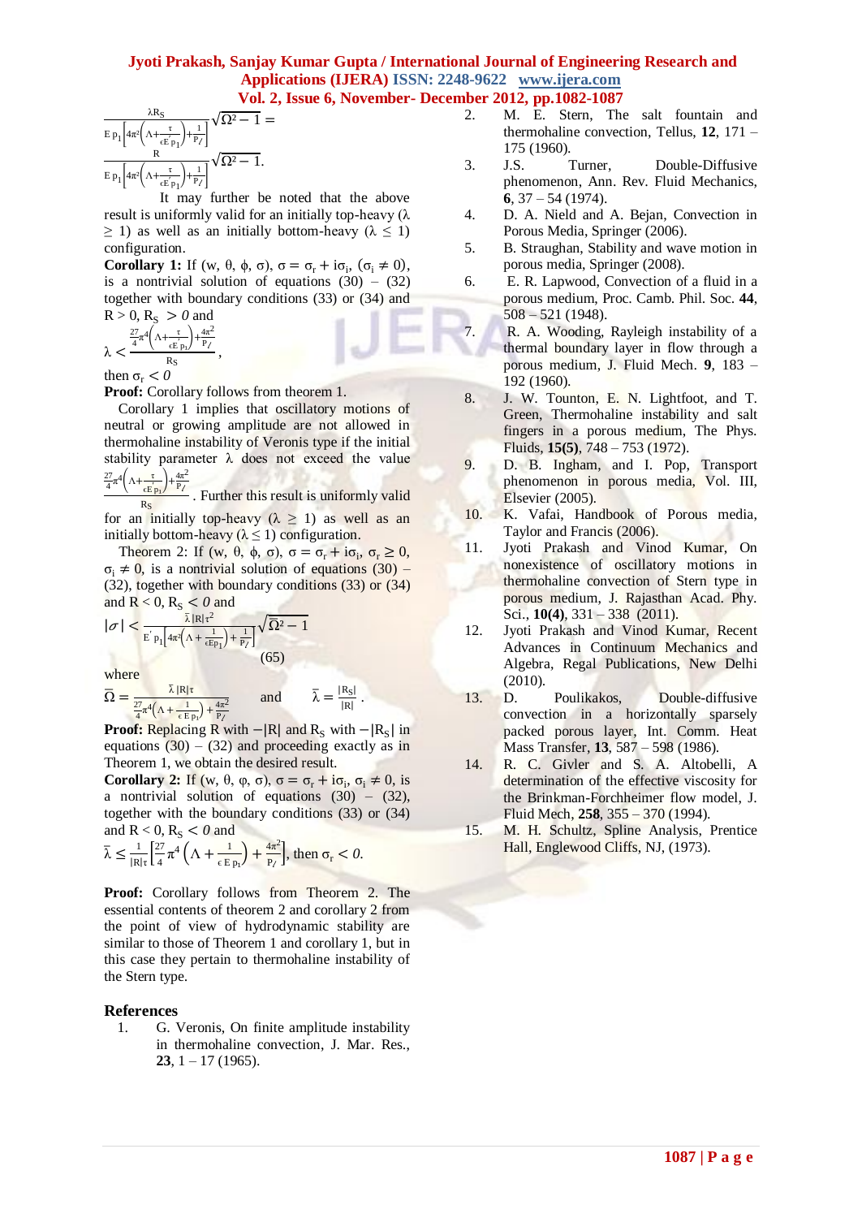$$\frac{\lambda R_S}{E\,p_1\left[4\pi^2\left(\Lambda+\frac{\tau}{\epsilon E' p_1}\right)+\frac{1}{P_l}\right]}\sqrt{\Omega^2-1} = \frac{R}{E\,p_1\left[4\pi^2\left(\Lambda+\frac{\tau}{\epsilon E' p_1}\right)+\frac{1}{P_l}\right]}\sqrt{\Omega^2-1}.$$

It may further be noted that the above result is uniformly valid for an initially top-heavy ($\lambda \geq 1$) as well as an initially bottom-heavy ($\lambda \leq 1$) configuration.

**Corollary 1:** If $(w, \theta, \phi, \sigma)$, $\sigma = \sigma_r + i\sigma_i$, $(\sigma_i \neq 0)$, is a nontrivial solution of equations (30) – (32) together with boundary conditions (33) or (34) and $R > 0$, $R_S > 0$ and

$$\lambda < \frac{\frac{27}{4}\pi^4\left(\Lambda+\frac{\tau}{\epsilon E' p_1}\right)+\frac{4\pi^2}{P_l}}{R_S},$$

then $\sigma_r < 0$

**Proof:** Corollary follows from theorem 1.

Corollary 1 implies that oscillatory motions of neutral or growing amplitude are not allowed in thermohaline instability of Veronis type if the initial stability parameter $\lambda$ does not exceed the value $\frac{\frac{27}{4}\pi^4\left(\Lambda+\frac{\tau}{\epsilon E' p_1}\right)+\frac{4\pi^2}{P_l}}{R_S}$. Further this result is uniformly valid for an initially top-heavy ($\lambda \geq 1$) as well as an initially bottom-heavy ($\lambda \leq 1$) configuration.

Theorem 2: If $(w, \theta, \phi, \sigma)$, $\sigma = \sigma_r + i\sigma_i$, $\sigma_r \geq 0$, $\sigma_i \neq 0$, is a nontrivial solution of equations (30) – (32), together with boundary conditions (33) or (34) and $R < 0$, $R_S < 0$ and

$$|\sigma| < \frac{\bar{\lambda}|R|\tau^2}{E' p_1\left[4\pi^2\left(\Lambda+\frac{1}{\epsilon E p_1}\right)+\frac{1}{P_l}\right]}\sqrt{\bar{\Omega}^2-1} \qquad (65)$$

where

$$\bar{\Omega} = \frac{\bar{\lambda}|R|\tau}{\frac{27}{4}\pi^4\left(\Lambda+\frac{1}{\epsilon E p_1}\right)+\frac{4\pi^2}{P_l}} \quad \text{and} \quad \bar{\lambda} = \frac{|R_S|}{|R|}.$$

**Proof:** Replacing R with $-|R|$ and $R_S$ with $-|R_S|$ in equations (30) – (32) and proceeding exactly as in Theorem 1, we obtain the desired result.

**Corollary 2:** If $(w, \theta, \varphi, \sigma)$, $\sigma = \sigma_r + i\sigma_i$, $\sigma_i \neq 0$, is a nontrivial solution of equations (30) – (32), together with the boundary conditions (33) or (34) and $R < 0$, $R_S < 0$ and

$$\bar{\lambda} \leq \frac{1}{|R|\tau}\left[\frac{27}{4}\pi^4\left(\Lambda+\frac{1}{\epsilon E p_1}\right)+\frac{4\pi^2}{P_l}\right], \text{ then } \sigma_r < 0.$$

**Proof:** Corollary follows from Theorem 2. The essential contents of theorem 2 and corollary 2 from the point of view of hydrodynamic stability are similar to those of Theorem 1 and corollary 1, but in this case they pertain to thermohaline instability of the Stern type.

## References

1. G. Veronis, On finite amplitude instability in thermohaline convection, J. Mar. Res., **23**, 1 – 17 (1965).
2. M. E. Stern, The salt fountain and thermohaline convection, Tellus, **12**, 171 – 175 (1960).
3. J.S. Turner, Double-Diffusive phenomenon, Ann. Rev. Fluid Mechanics, **6**, 37 – 54 (1974).
4. D. A. Nield and A. Bejan, Convection in Porous Media, Springer (2006).
5. B. Straughan, Stability and wave motion in porous media, Springer (2008).
6. E. R. Lapwood, Convection of a fluid in a porous medium, Proc. Camb. Phil. Soc. **44**, 508 – 521 (1948).
7. R. A. Wooding, Rayleigh instability of a thermal boundary layer in flow through a porous medium, J. Fluid Mech. **9**, 183 – 192 (1960).
8. J. W. Tounton, E. N. Lightfoot, and T. Green, Thermohaline instability and salt fingers in a porous medium, The Phys. Fluids, **15(5)**, 748 – 753 (1972).
9. D. B. Ingham, and I. Pop, Transport phenomenon in porous media, Vol. III, Elsevier (2005).
10. K. Vafai, Handbook of Porous media, Taylor and Francis (2006).
11. Jyoti Prakash and Vinod Kumar, On nonexistence of oscillatory motions in thermohaline convection of Stern type in porous medium, J. Rajasthan Acad. Phy. Sci., **10(4)**, 331 – 338 (2011).
12. Jyoti Prakash and Vinod Kumar, Recent Advances in Continuum Mechanics and Algebra, Regal Publications, New Delhi (2010).
13. D. Poulikakos, Double-diffusive convection in a horizontally sparsely packed porous layer, Int. Comm. Heat Mass Transfer, **13**, 587 – 598 (1986).
14. R. C. Givler and S. A. Altobelli, A determination of the effective viscosity for the Brinkman-Forchheimer flow model, J. Fluid Mech, **258**, 355 – 370 (1994).
15. M. H. Schultz, Spline Analysis, Prentice Hall, Englewood Cliffs, NJ, (1973).